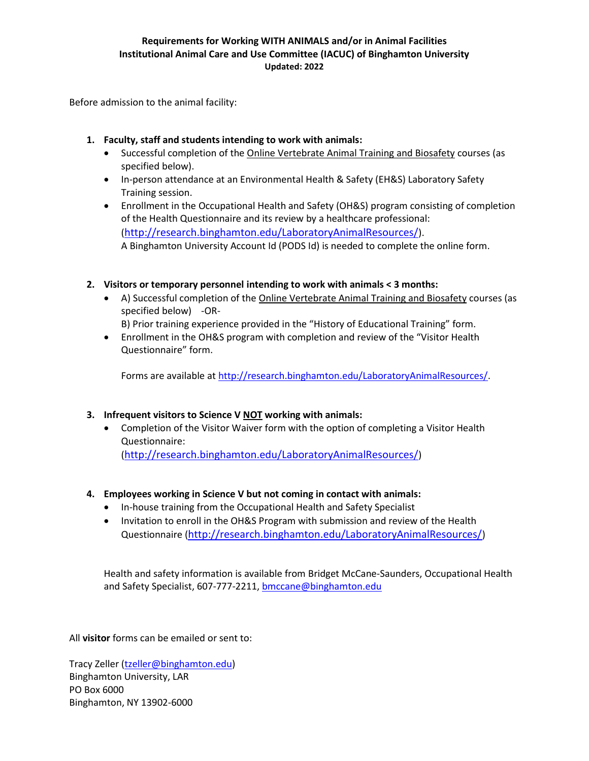**Requirements for Working WITH ANIMALS and/or in Animal Facilities**
**Institutional Animal Care and Use Committee (IACUC) of Binghamton University**
**Updated: 2022**

Before admission to the animal facility:

1. **Faculty, staff and students intending to work with animals:**
   - Successful completion of the Online Vertebrate Animal Training and Biosafety courses (as specified below).
   - In-person attendance at an Environmental Health & Safety (EH&S) Laboratory Safety Training session.
   - Enrollment in the Occupational Health and Safety (OH&S) program consisting of completion of the Health Questionnaire and its review by a healthcare professional: (http://research.binghamton.edu/LaboratoryAnimalResources/).
     A Binghamton University Account Id (PODS Id) is needed to complete the online form.

2. **Visitors or temporary personnel intending to work with animals < 3 months:**
   - A) Successful completion of the Online Vertebrate Animal Training and Biosafety courses (as specified below) -OR-
     B) Prior training experience provided in the "History of Educational Training" form.
   - Enrollment in the OH&S program with completion and review of the "Visitor Health Questionnaire" form.

   Forms are available at http://research.binghamton.edu/LaboratoryAnimalResources/.

3. **Infrequent visitors to Science V NOT working with animals:**
   - Completion of the Visitor Waiver form with the option of completing a Visitor Health Questionnaire: (http://research.binghamton.edu/LaboratoryAnimalResources/)

4. **Employees working in Science V but not coming in contact with animals:**
   - In-house training from the Occupational Health and Safety Specialist
   - Invitation to enroll in the OH&S Program with submission and review of the Health Questionnaire (http://research.binghamton.edu/LaboratoryAnimalResources/)

Health and safety information is available from Bridget McCane-Saunders, Occupational Health and Safety Specialist, 607-777-2211, bmccane@binghamton.edu

All **visitor** forms can be emailed or sent to:

Tracy Zeller (tzeller@binghamton.edu)
Binghamton University, LAR
PO Box 6000
Binghamton, NY 13902-6000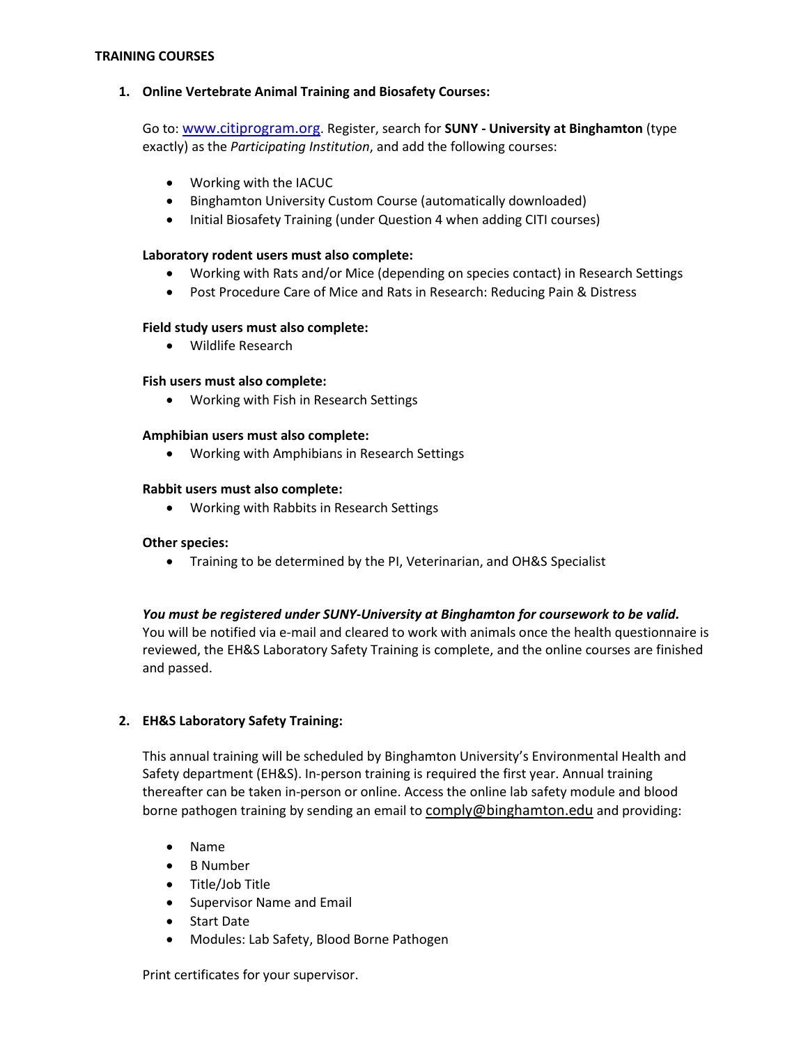**TRAINING COURSES**

1. **Online Vertebrate Animal Training and Biosafety Courses:**

   Go to: [www.citiprogram.org](http://www.citiprogram.org). Register, search for **SUNY - University at Binghamton** (type exactly) as the *Participating Institution*, and add the following courses:

   - Working with the IACUC
   - Binghamton University Custom Course (automatically downloaded)
   - Initial Biosafety Training (under Question 4 when adding CITI courses)

   **Laboratory rodent users must also complete:**
   - Working with Rats and/or Mice (depending on species contact) in Research Settings
   - Post Procedure Care of Mice and Rats in Research: Reducing Pain & Distress

   **Field study users must also complete:**
   - Wildlife Research

   **Fish users must also complete:**
   - Working with Fish in Research Settings

   **Amphibian users must also complete:**
   - Working with Amphibians in Research Settings

   **Rabbit users must also complete:**
   - Working with Rabbits in Research Settings

   **Other species:**
   - Training to be determined by the PI, Veterinarian, and OH&S Specialist

   ***You must be registered under SUNY-University at Binghamton for coursework to be valid.***
   You will be notified via e-mail and cleared to work with animals once the health questionnaire is reviewed, the EH&S Laboratory Safety Training is complete, and the online courses are finished and passed.

2. **EH&S Laboratory Safety Training:**

   This annual training will be scheduled by Binghamton University's Environmental Health and Safety department (EH&S). In-person training is required the first year. Annual training thereafter can be taken in-person or online. Access the online lab safety module and blood borne pathogen training by sending an email to [comply@binghamton.edu](mailto:comply@binghamton.edu) and providing:

   - Name
   - B Number
   - Title/Job Title
   - Supervisor Name and Email
   - Start Date
   - Modules: Lab Safety, Blood Borne Pathogen

   Print certificates for your supervisor.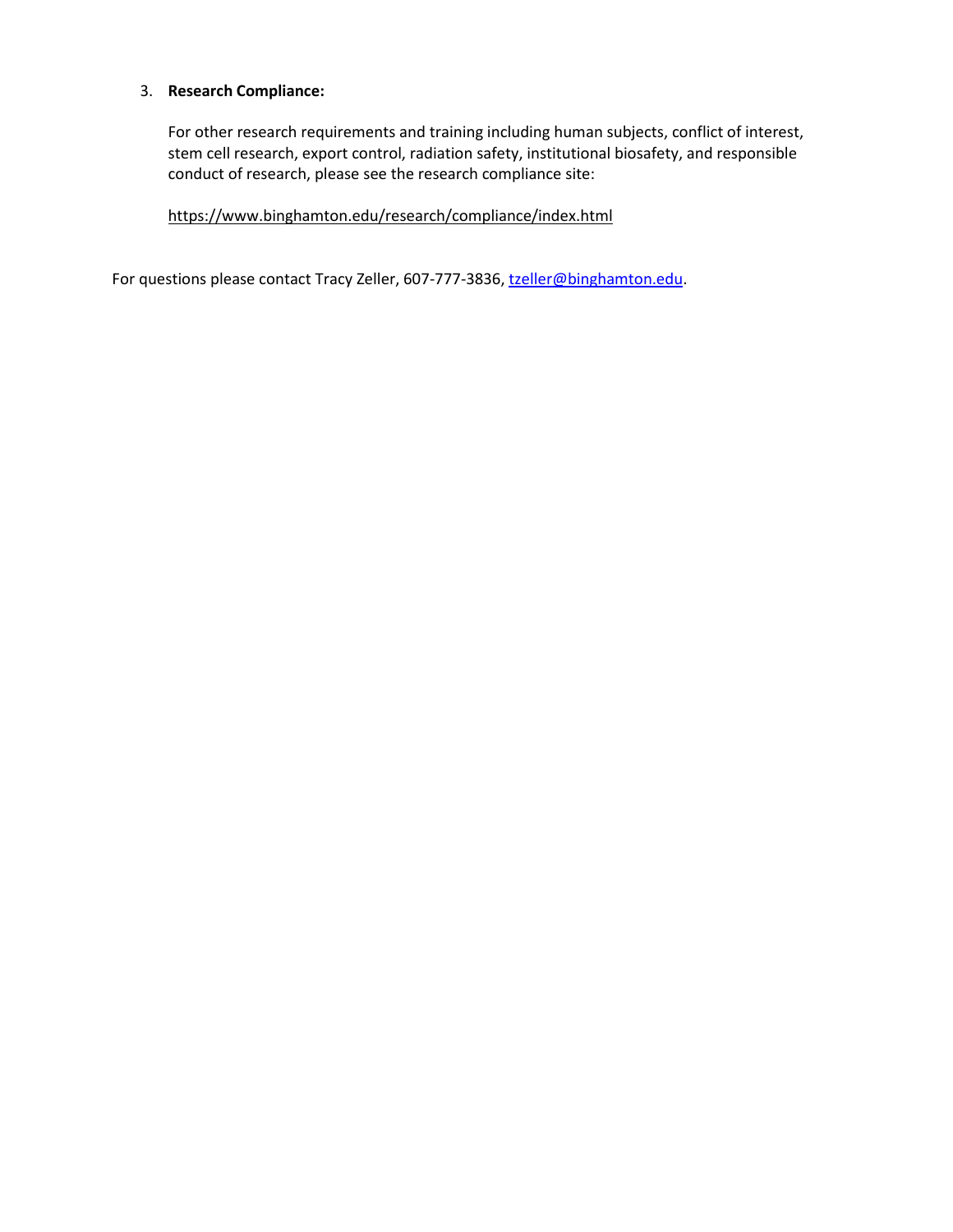3. **Research Compliance:**

   For other research requirements and training including human subjects, conflict of interest, stem cell research, export control, radiation safety, institutional biosafety, and responsible conduct of research, please see the research compliance site:

   https://www.binghamton.edu/research/compliance/index.html

For questions please contact Tracy Zeller, 607-777-3836, tzeller@binghamton.edu.